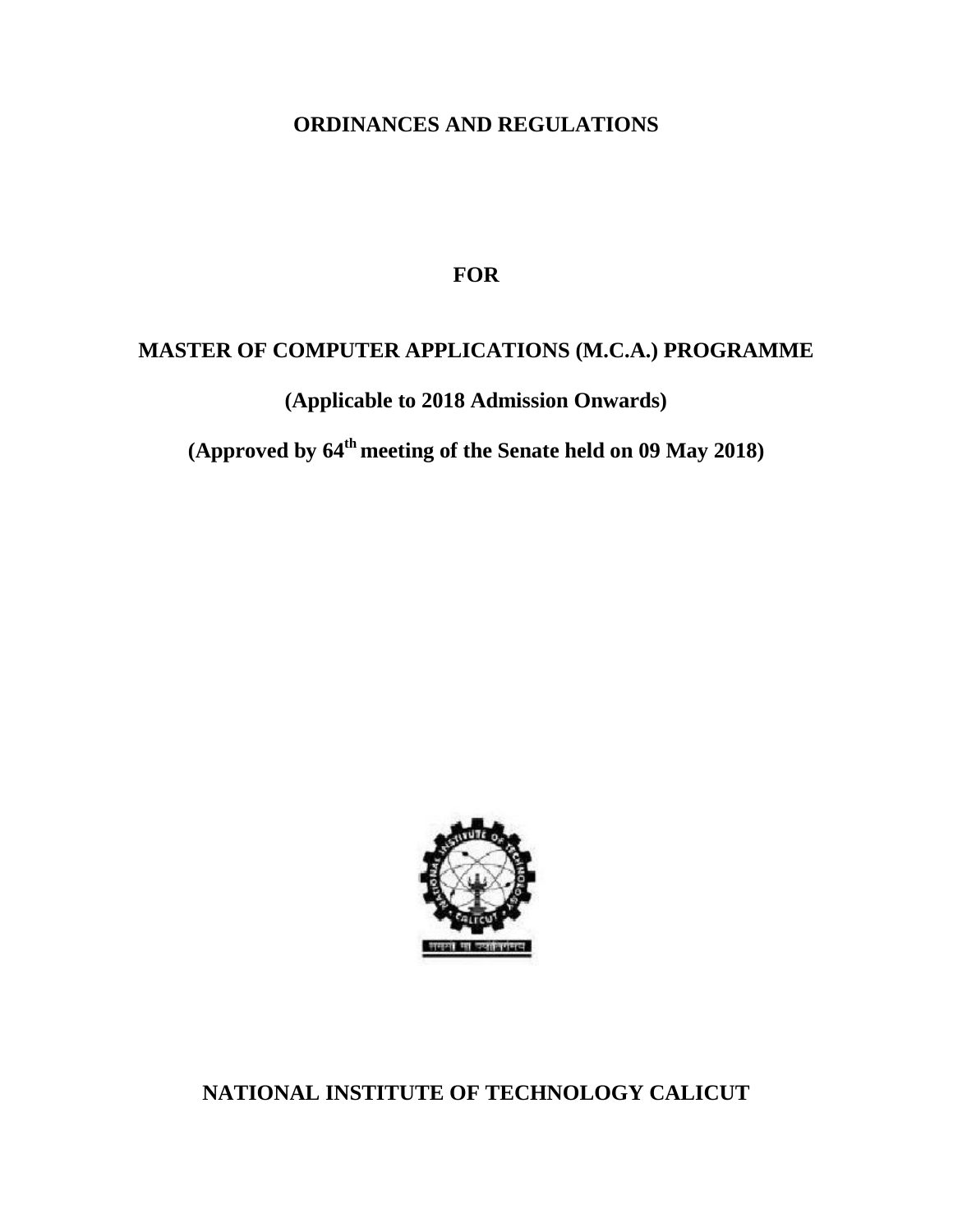# ORDINANCES AND REGULATIONS

## FOR

## MASTER OF COMPUTER APPLICATIONS (M.C.A.) PROGRAMME

**(Applicable to 2018 Admission Onwards)**

**(Approved by 64th meeting of the Senate held on 09 May 2018)**

## NATIONAL INSTITUTE OF TECHNOLOGY CALICUT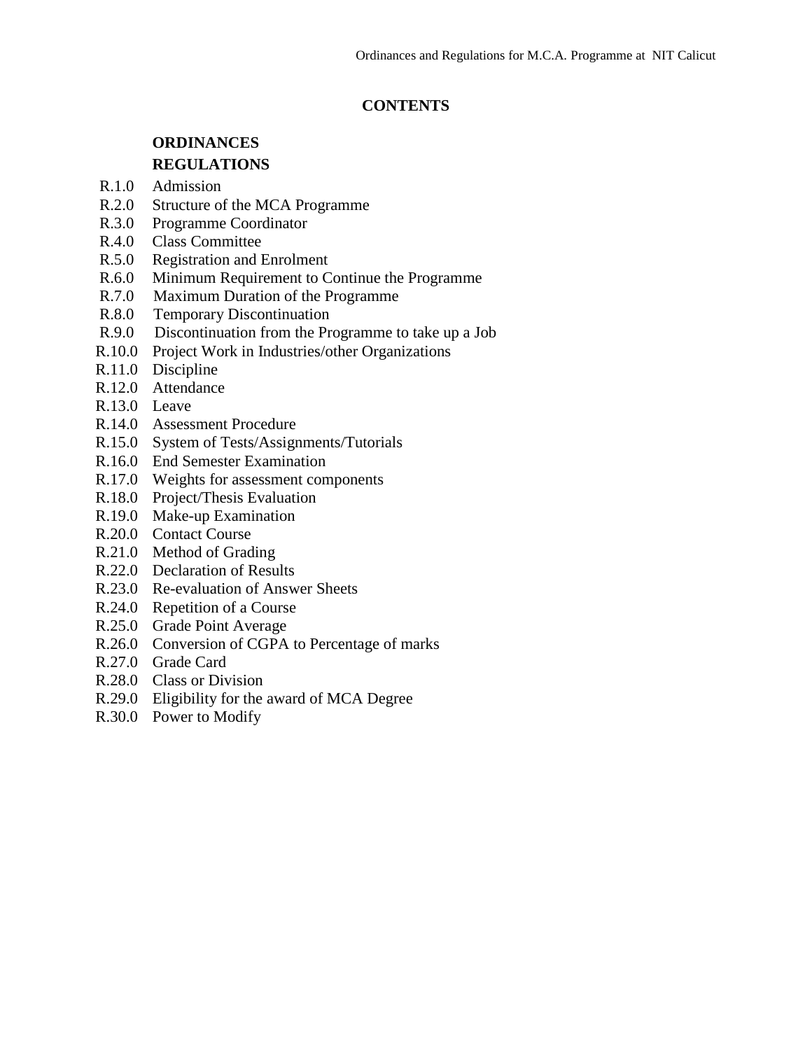# CONTENTS

**ORDINANCES**

**REGULATIONS**

R.1.0 Admission
R.2.0 Structure of the MCA Programme
R.3.0 Programme Coordinator
R.4.0 Class Committee
R.5.0 Registration and Enrolment
R.6.0 Minimum Requirement to Continue the Programme
R.7.0 Maximum Duration of the Programme
R.8.0 Temporary Discontinuation
R.9.0 Discontinuation from the Programme to take up a Job
R.10.0 Project Work in Industries/other Organizations
R.11.0 Discipline
R.12.0 Attendance
R.13.0 Leave
R.14.0 Assessment Procedure
R.15.0 System of Tests/Assignments/Tutorials
R.16.0 End Semester Examination
R.17.0 Weights for assessment components
R.18.0 Project/Thesis Evaluation
R.19.0 Make-up Examination
R.20.0 Contact Course
R.21.0 Method of Grading
R.22.0 Declaration of Results
R.23.0 Re-evaluation of Answer Sheets
R.24.0 Repetition of a Course
R.25.0 Grade Point Average
R.26.0 Conversion of CGPA to Percentage of marks
R.27.0 Grade Card
R.28.0 Class or Division
R.29.0 Eligibility for the award of MCA Degree
R.30.0 Power to Modify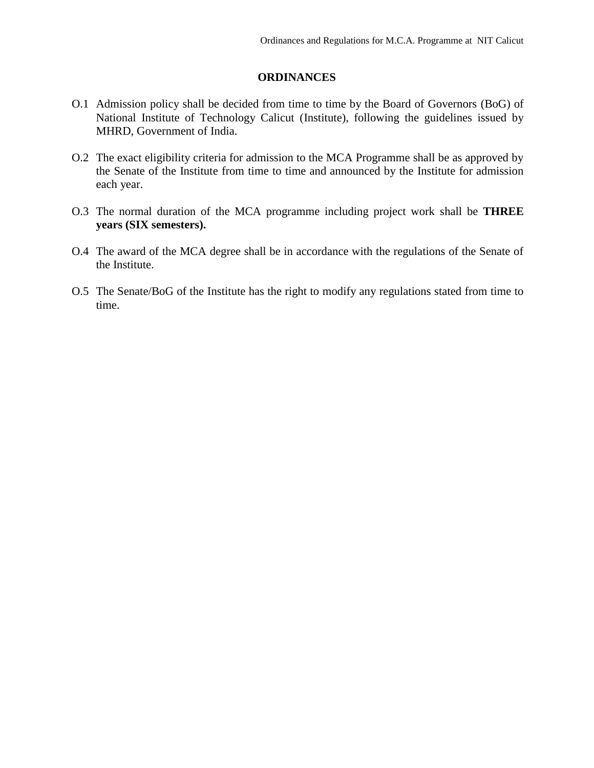# ORDINANCES

O.1 Admission policy shall be decided from time to time by the Board of Governors (BoG) of National Institute of Technology Calicut (Institute), following the guidelines issued by MHRD, Government of India.

O.2 The exact eligibility criteria for admission to the MCA Programme shall be as approved by the Senate of the Institute from time to time and announced by the Institute for admission each year.

O.3 The normal duration of the MCA programme including project work shall be **THREE years (SIX semesters).**

O.4 The award of the MCA degree shall be in accordance with the regulations of the Senate of the Institute.

O.5 The Senate/BoG of the Institute has the right to modify any regulations stated from time to time.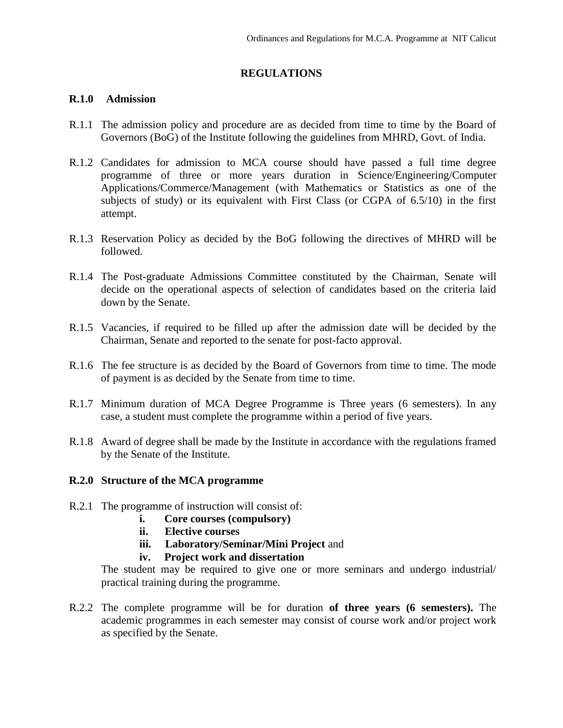## REGULATIONS

### R.1.0 Admission

R.1.1 The admission policy and procedure are as decided from time to time by the Board of Governors (BoG) of the Institute following the guidelines from MHRD, Govt. of India.

R.1.2 Candidates for admission to MCA course should have passed a full time degree programme of three or more years duration in Science/Engineering/Computer Applications/Commerce/Management (with Mathematics or Statistics as one of the subjects of study) or its equivalent with First Class (or CGPA of 6.5/10) in the first attempt.

R.1.3 Reservation Policy as decided by the BoG following the directives of MHRD will be followed.

R.1.4 The Post-graduate Admissions Committee constituted by the Chairman, Senate will decide on the operational aspects of selection of candidates based on the criteria laid down by the Senate.

R.1.5 Vacancies, if required to be filled up after the admission date will be decided by the Chairman, Senate and reported to the senate for post-facto approval.

R.1.6 The fee structure is as decided by the Board of Governors from time to time. The mode of payment is as decided by the Senate from time to time.

R.1.7 Minimum duration of MCA Degree Programme is Three years (6 semesters). In any case, a student must complete the programme within a period of five years.

R.1.8 Award of degree shall be made by the Institute in accordance with the regulations framed by the Senate of the Institute.

### R.2.0 Structure of the MCA programme

R.2.1 The programme of instruction will consist of:

i. **Core courses (compulsory)**
ii. **Elective courses**
iii. **Laboratory/Seminar/Mini Project** and
iv. **Project work and dissertation**

The student may be required to give one or more seminars and undergo industrial/ practical training during the programme.

R.2.2 The complete programme will be for duration **of three years (6 semesters).** The academic programmes in each semester may consist of course work and/or project work as specified by the Senate.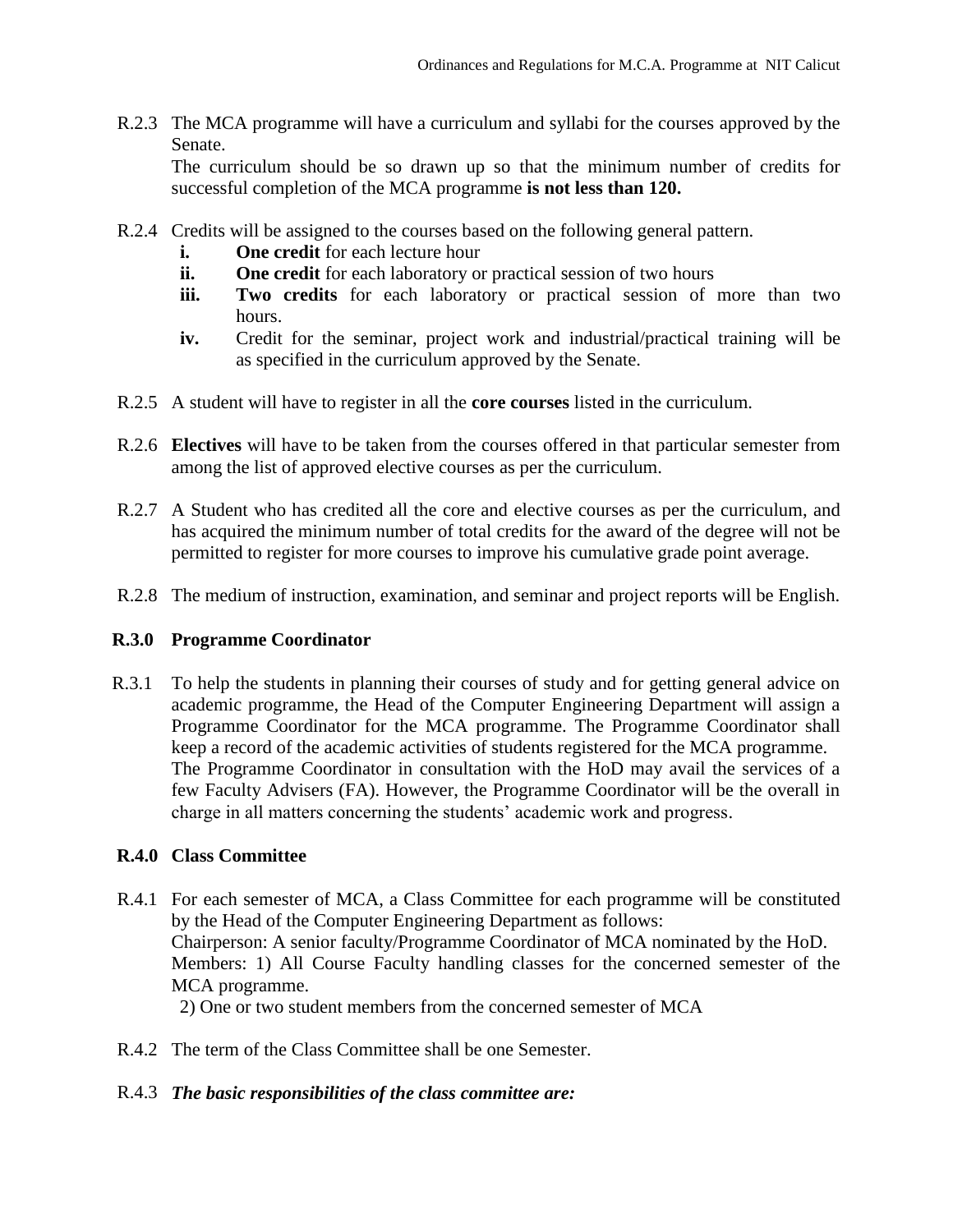R.2.3 The MCA programme will have a curriculum and syllabi for the courses approved by the Senate.
The curriculum should be so drawn up so that the minimum number of credits for successful completion of the MCA programme **is not less than 120.**

R.2.4 Credits will be assigned to the courses based on the following general pattern.

- **i.** **One credit** for each lecture hour
- **ii.** **One credit** for each laboratory or practical session of two hours
- **iii.** **Two credits** for each laboratory or practical session of more than two hours.
- **iv.** Credit for the seminar, project work and industrial/practical training will be as specified in the curriculum approved by the Senate.

R.2.5 A student will have to register in all the **core courses** listed in the curriculum.

R.2.6 **Electives** will have to be taken from the courses offered in that particular semester from among the list of approved elective courses as per the curriculum.

R.2.7 A Student who has credited all the core and elective courses as per the curriculum, and has acquired the minimum number of total credits for the award of the degree will not be permitted to register for more courses to improve his cumulative grade point average.

R.2.8 The medium of instruction, examination, and seminar and project reports will be English.

## R.3.0 Programme Coordinator

R.3.1 To help the students in planning their courses of study and for getting general advice on academic programme, the Head of the Computer Engineering Department will assign a Programme Coordinator for the MCA programme. The Programme Coordinator shall keep a record of the academic activities of students registered for the MCA programme.
The Programme Coordinator in consultation with the HoD may avail the services of a few Faculty Advisers (FA). However, the Programme Coordinator will be the overall in charge in all matters concerning the students' academic work and progress.

## R.4.0 Class Committee

R.4.1 For each semester of MCA, a Class Committee for each programme will be constituted by the Head of the Computer Engineering Department as follows:
Chairperson: A senior faculty/Programme Coordinator of MCA nominated by the HoD.
Members: 1) All Course Faculty handling classes for the concerned semester of the MCA programme.
2) One or two student members from the concerned semester of MCA

R.4.2 The term of the Class Committee shall be one Semester.

R.4.3 ***The basic responsibilities of the class committee are:***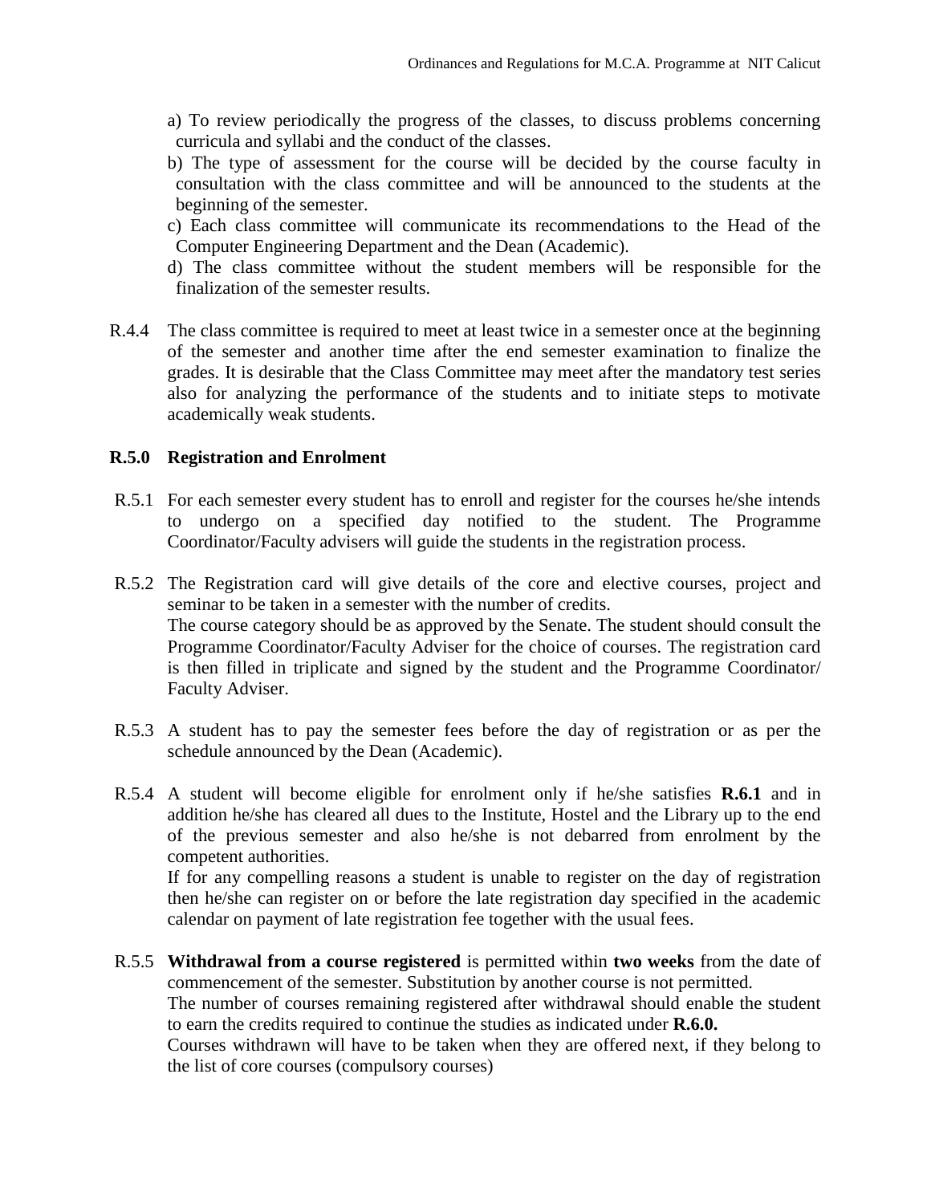a) To review periodically the progress of the classes, to discuss problems concerning curricula and syllabi and the conduct of the classes.

b) The type of assessment for the course will be decided by the course faculty in consultation with the class committee and will be announced to the students at the beginning of the semester.

c) Each class committee will communicate its recommendations to the Head of the Computer Engineering Department and the Dean (Academic).

d) The class committee without the student members will be responsible for the finalization of the semester results.

R.4.4 The class committee is required to meet at least twice in a semester once at the beginning of the semester and another time after the end semester examination to finalize the grades. It is desirable that the Class Committee may meet after the mandatory test series also for analyzing the performance of the students and to initiate steps to motivate academically weak students.

### R.5.0 Registration and Enrolment

R.5.1 For each semester every student has to enroll and register for the courses he/she intends to undergo on a specified day notified to the student. The Programme Coordinator/Faculty advisers will guide the students in the registration process.

R.5.2 The Registration card will give details of the core and elective courses, project and seminar to be taken in a semester with the number of credits.
The course category should be as approved by the Senate. The student should consult the Programme Coordinator/Faculty Adviser for the choice of courses. The registration card is then filled in triplicate and signed by the student and the Programme Coordinator/ Faculty Adviser.

R.5.3 A student has to pay the semester fees before the day of registration or as per the schedule announced by the Dean (Academic).

R.5.4 A student will become eligible for enrolment only if he/she satisfies **R.6.1** and in addition he/she has cleared all dues to the Institute, Hostel and the Library up to the end of the previous semester and also he/she is not debarred from enrolment by the competent authorities.
If for any compelling reasons a student is unable to register on the day of registration then he/she can register on or before the late registration day specified in the academic calendar on payment of late registration fee together with the usual fees.

R.5.5 **Withdrawal from a course registered** is permitted within **two weeks** from the date of commencement of the semester. Substitution by another course is not permitted.
The number of courses remaining registered after withdrawal should enable the student to earn the credits required to continue the studies as indicated under **R.6.0.**
Courses withdrawn will have to be taken when they are offered next, if they belong to the list of core courses (compulsory courses)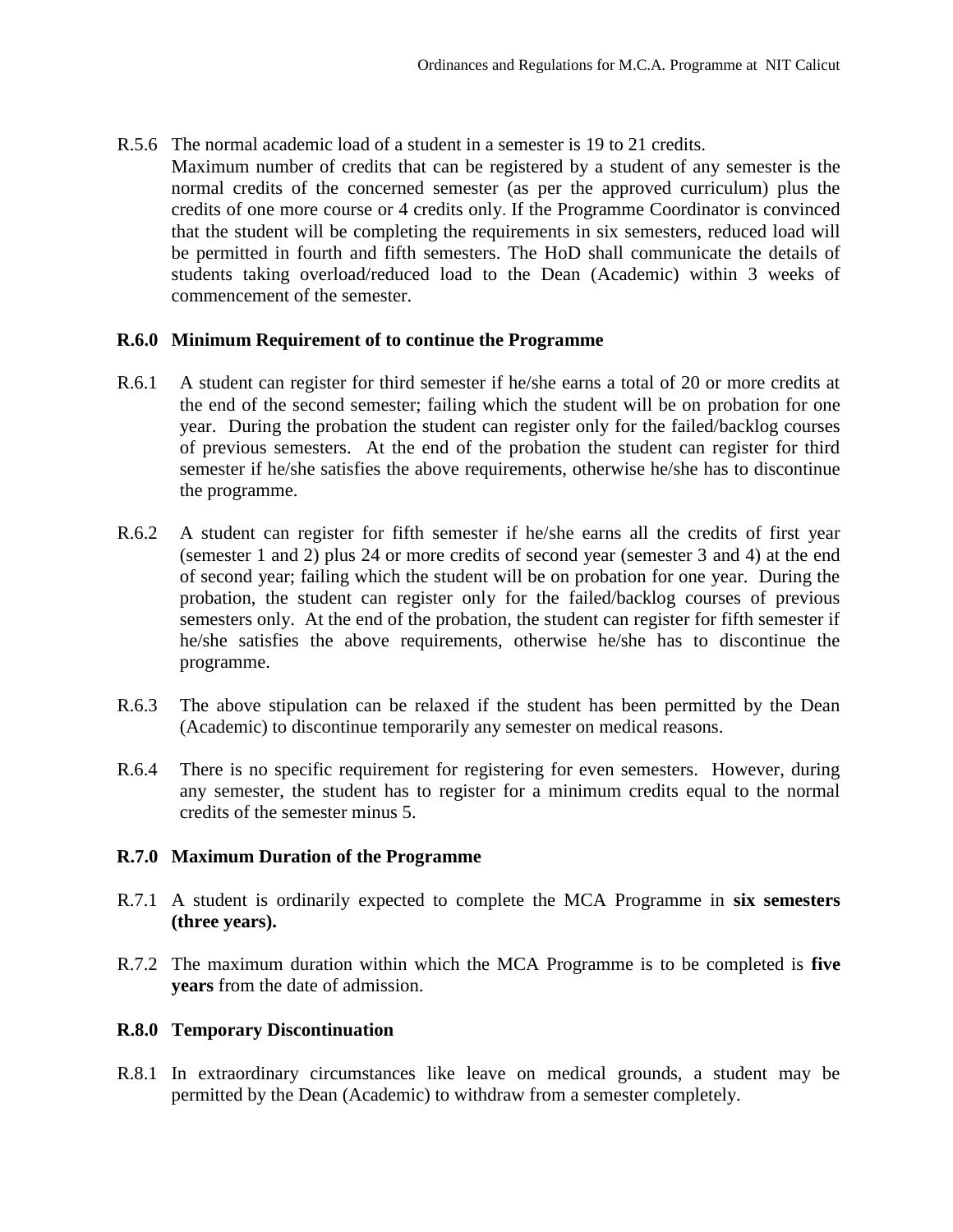R.5.6 The normal academic load of a student in a semester is 19 to 21 credits.
Maximum number of credits that can be registered by a student of any semester is the normal credits of the concerned semester (as per the approved curriculum) plus the credits of one more course or 4 credits only. If the Programme Coordinator is convinced that the student will be completing the requirements in six semesters, reduced load will be permitted in fourth and fifth semesters. The HoD shall communicate the details of students taking overload/reduced load to the Dean (Academic) within 3 weeks of commencement of the semester.

**R.6.0 Minimum Requirement of to continue the Programme**

R.6.1 A student can register for third semester if he/she earns a total of 20 or more credits at the end of the second semester; failing which the student will be on probation for one year. During the probation the student can register only for the failed/backlog courses of previous semesters. At the end of the probation the student can register for third semester if he/she satisfies the above requirements, otherwise he/she has to discontinue the programme.

R.6.2 A student can register for fifth semester if he/she earns all the credits of first year (semester 1 and 2) plus 24 or more credits of second year (semester 3 and 4) at the end of second year; failing which the student will be on probation for one year. During the probation, the student can register only for the failed/backlog courses of previous semesters only. At the end of the probation, the student can register for fifth semester if he/she satisfies the above requirements, otherwise he/she has to discontinue the programme.

R.6.3 The above stipulation can be relaxed if the student has been permitted by the Dean (Academic) to discontinue temporarily any semester on medical reasons.

R.6.4 There is no specific requirement for registering for even semesters. However, during any semester, the student has to register for a minimum credits equal to the normal credits of the semester minus 5.

**R.7.0 Maximum Duration of the Programme**

R.7.1 A student is ordinarily expected to complete the MCA Programme in **six semesters (three years).**

R.7.2 The maximum duration within which the MCA Programme is to be completed is **five years** from the date of admission.

**R.8.0 Temporary Discontinuation**

R.8.1 In extraordinary circumstances like leave on medical grounds, a student may be permitted by the Dean (Academic) to withdraw from a semester completely.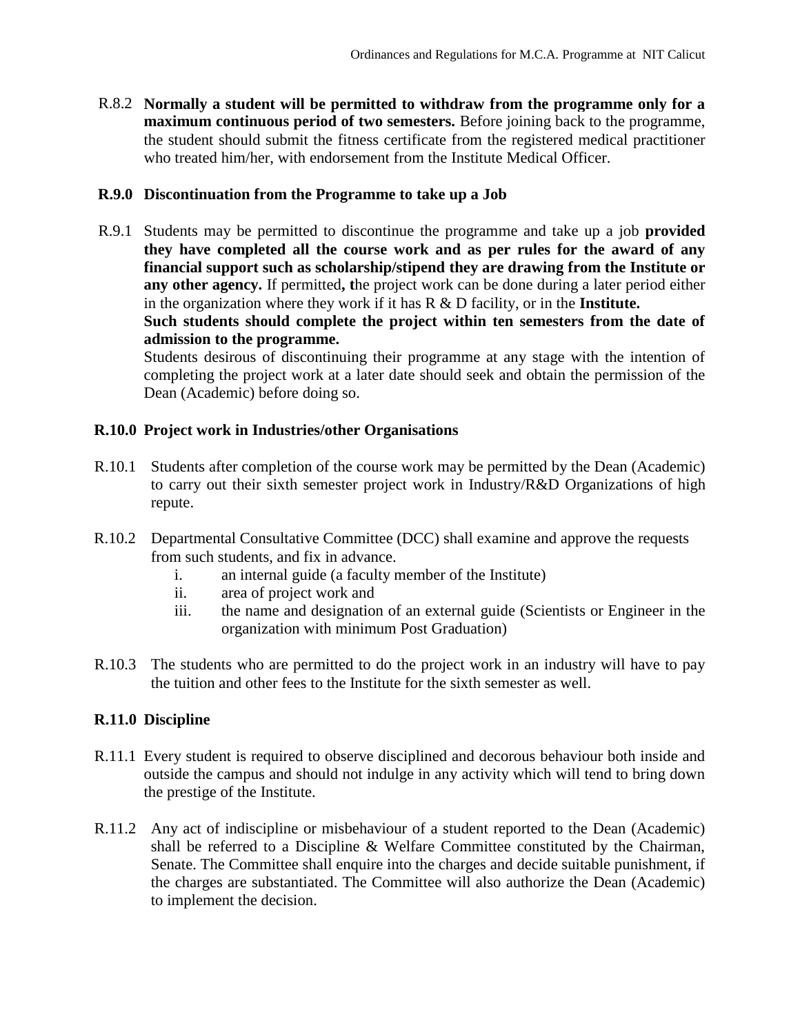R.8.2 **Normally a student will be permitted to withdraw from the programme only for a maximum continuous period of two semesters.** Before joining back to the programme, the student should submit the fitness certificate from the registered medical practitioner who treated him/her, with endorsement from the Institute Medical Officer.

**R.9.0 Discontinuation from the Programme to take up a Job**

R.9.1 Students may be permitted to discontinue the programme and take up a job **provided they have completed all the course work and as per rules for the award of any financial support such as scholarship/stipend they are drawing from the Institute or any other agency.** If permitted**, t**he project work can be done during a later period either in the organization where they work if it has R & D facility, or in the **Institute.**
**Such students should complete the project within ten semesters from the date of admission to the programme.**
Students desirous of discontinuing their programme at any stage with the intention of completing the project work at a later date should seek and obtain the permission of the Dean (Academic) before doing so.

**R.10.0 Project work in Industries/other Organisations**

R.10.1 Students after completion of the course work may be permitted by the Dean (Academic) to carry out their sixth semester project work in Industry/R&D Organizations of high repute.

R.10.2 Departmental Consultative Committee (DCC) shall examine and approve the requests from such students, and fix in advance.

i. an internal guide (a faculty member of the Institute)
ii. area of project work and
iii. the name and designation of an external guide (Scientists or Engineer in the organization with minimum Post Graduation)

R.10.3 The students who are permitted to do the project work in an industry will have to pay the tuition and other fees to the Institute for the sixth semester as well.

**R.11.0 Discipline**

R.11.1 Every student is required to observe disciplined and decorous behaviour both inside and outside the campus and should not indulge in any activity which will tend to bring down the prestige of the Institute.

R.11.2 Any act of indiscipline or misbehaviour of a student reported to the Dean (Academic) shall be referred to a Discipline & Welfare Committee constituted by the Chairman, Senate. The Committee shall enquire into the charges and decide suitable punishment, if the charges are substantiated. The Committee will also authorize the Dean (Academic) to implement the decision.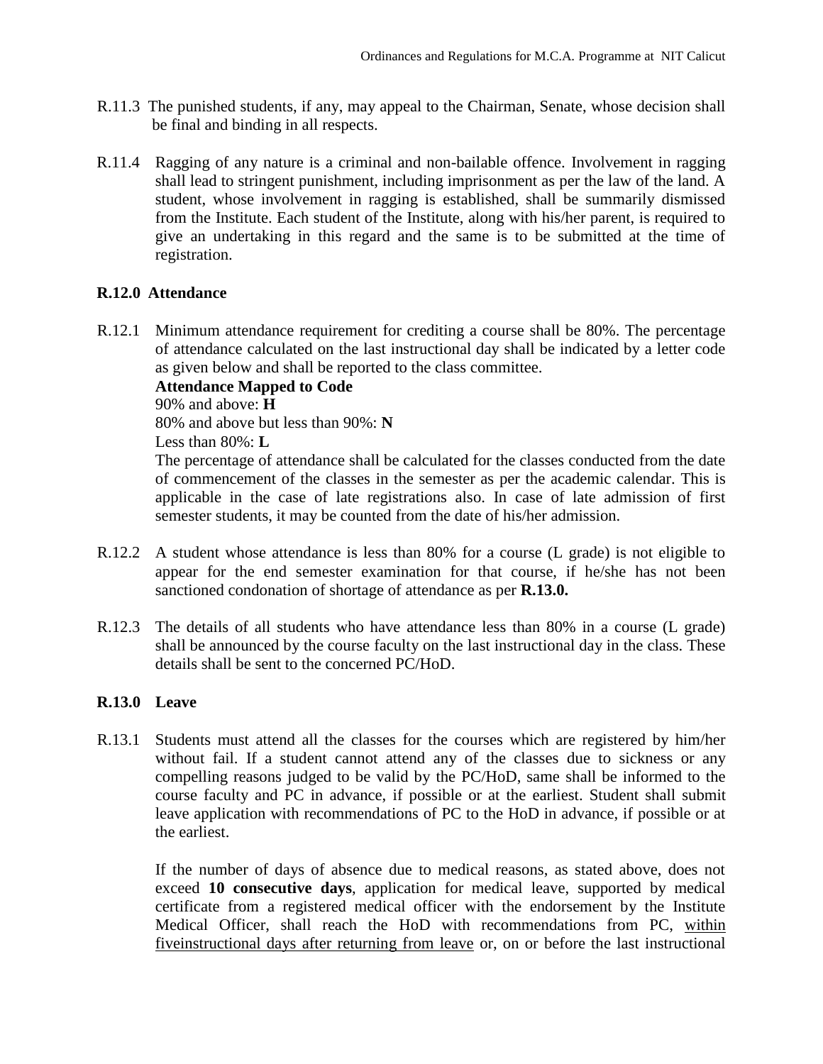R.11.3 The punished students, if any, may appeal to the Chairman, Senate, whose decision shall be final and binding in all respects.

R.11.4 Ragging of any nature is a criminal and non-bailable offence. Involvement in ragging shall lead to stringent punishment, including imprisonment as per the law of the land. A student, whose involvement in ragging is established, shall be summarily dismissed from the Institute. Each student of the Institute, along with his/her parent, is required to give an undertaking in this regard and the same is to be submitted at the time of registration.

## R.12.0 Attendance

R.12.1 Minimum attendance requirement for crediting a course shall be 80%. The percentage of attendance calculated on the last instructional day shall be indicated by a letter code as given below and shall be reported to the class committee.

**Attendance Mapped to Code**

90% and above: **H**

80% and above but less than 90%: **N**

Less than 80%: **L**

The percentage of attendance shall be calculated for the classes conducted from the date of commencement of the classes in the semester as per the academic calendar. This is applicable in the case of late registrations also. In case of late admission of first semester students, it may be counted from the date of his/her admission.

R.12.2 A student whose attendance is less than 80% for a course (L grade) is not eligible to appear for the end semester examination for that course, if he/she has not been sanctioned condonation of shortage of attendance as per **R.13.0.**

R.12.3 The details of all students who have attendance less than 80% in a course (L grade) shall be announced by the course faculty on the last instructional day in the class. These details shall be sent to the concerned PC/HoD.

## R.13.0 Leave

R.13.1 Students must attend all the classes for the courses which are registered by him/her without fail. If a student cannot attend any of the classes due to sickness or any compelling reasons judged to be valid by the PC/HoD, same shall be informed to the course faculty and PC in advance, if possible or at the earliest. Student shall submit leave application with recommendations of PC to the HoD in advance, if possible or at the earliest.

If the number of days of absence due to medical reasons, as stated above, does not exceed **10 consecutive days**, application for medical leave, supported by medical certificate from a registered medical officer with the endorsement by the Institute Medical Officer, shall reach the HoD with recommendations from PC, <u>within fiveinstructional days after returning from leave</u> or, on or before the last instructional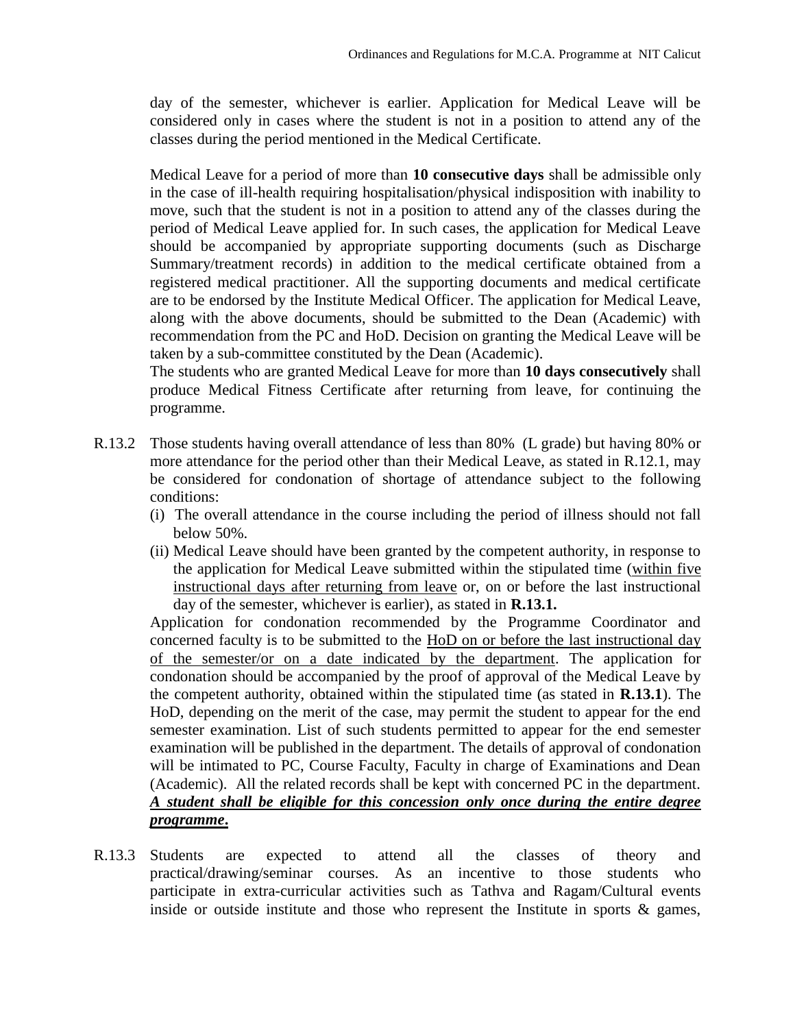day of the semester, whichever is earlier. Application for Medical Leave will be considered only in cases where the student is not in a position to attend any of the classes during the period mentioned in the Medical Certificate.

Medical Leave for a period of more than **10 consecutive days** shall be admissible only in the case of ill-health requiring hospitalisation/physical indisposition with inability to move, such that the student is not in a position to attend any of the classes during the period of Medical Leave applied for. In such cases, the application for Medical Leave should be accompanied by appropriate supporting documents (such as Discharge Summary/treatment records) in addition to the medical certificate obtained from a registered medical practitioner. All the supporting documents and medical certificate are to be endorsed by the Institute Medical Officer. The application for Medical Leave, along with the above documents, should be submitted to the Dean (Academic) with recommendation from the PC and HoD. Decision on granting the Medical Leave will be taken by a sub-committee constituted by the Dean (Academic).

The students who are granted Medical Leave for more than **10 days consecutively** shall produce Medical Fitness Certificate after returning from leave, for continuing the programme.

R.13.2 Those students having overall attendance of less than 80% (L grade) but having 80% or more attendance for the period other than their Medical Leave, as stated in R.12.1, may be considered for condonation of shortage of attendance subject to the following conditions:

(i) The overall attendance in the course including the period of illness should not fall below 50%.

(ii) Medical Leave should have been granted by the competent authority, in response to the application for Medical Leave submitted within the stipulated time (<u>within five instructional days after returning from leave</u> or, on or before the last instructional day of the semester, whichever is earlier), as stated in **R.13.1.**

Application for condonation recommended by the Programme Coordinator and concerned faculty is to be submitted to the <u>HoD on or before the last instructional day of the semester/or on a date indicated by the department</u>. The application for condonation should be accompanied by the proof of approval of the Medical Leave by the competent authority, obtained within the stipulated time (as stated in **R.13.1**). The HoD, depending on the merit of the case, may permit the student to appear for the end semester examination. List of such students permitted to appear for the end semester examination will be published in the department. The details of approval of condonation will be intimated to PC, Course Faculty, Faculty in charge of Examinations and Dean (Academic). All the related records shall be kept with concerned PC in the department. ***<u>A student shall be eligible for this concession only once during the entire degree programme</u>.***

R.13.3 Students are expected to attend all the classes of theory and practical/drawing/seminar courses. As an incentive to those students who participate in extra-curricular activities such as Tathva and Ragam/Cultural events inside or outside institute and those who represent the Institute in sports & games,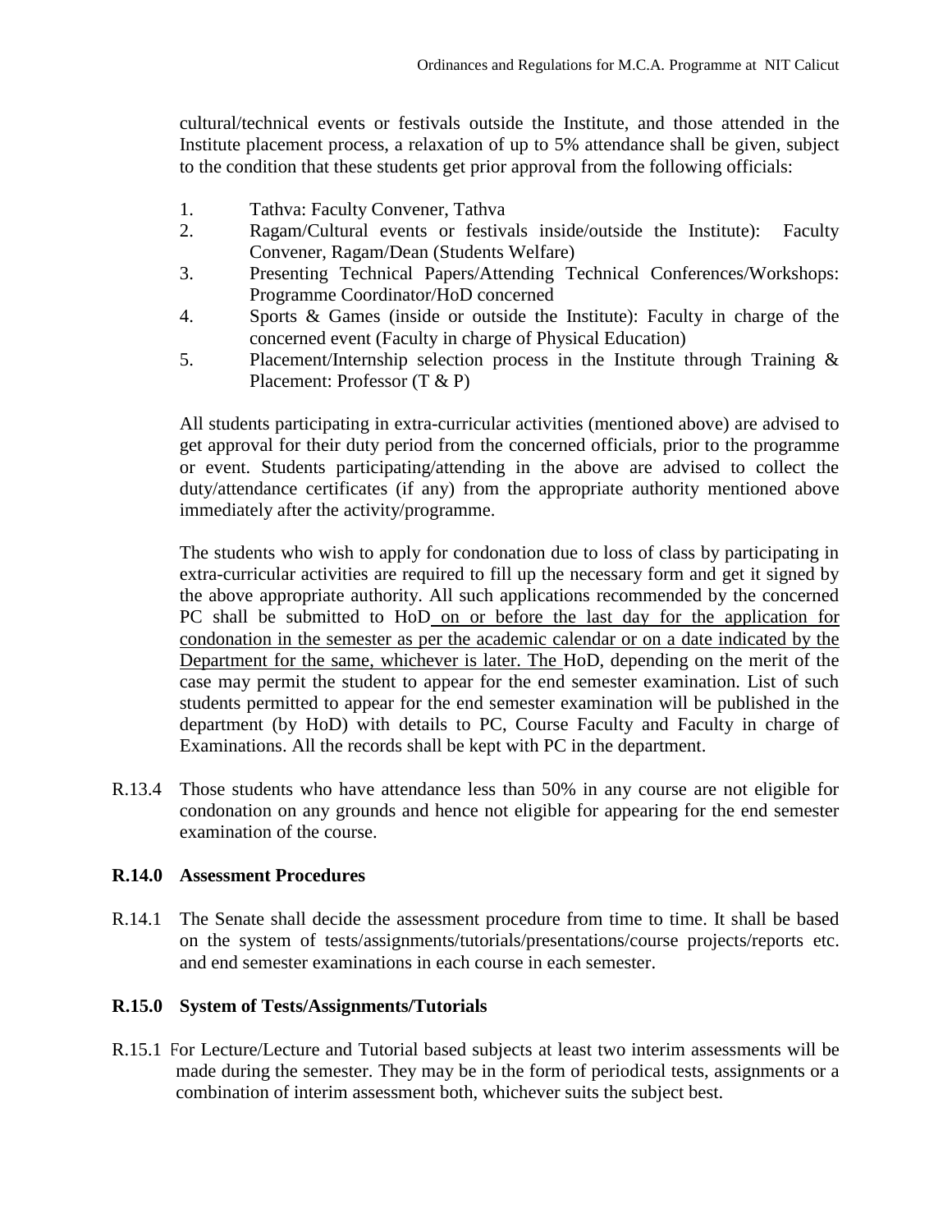cultural/technical events or festivals outside the Institute, and those attended in the Institute placement process, a relaxation of up to 5% attendance shall be given, subject to the condition that these students get prior approval from the following officials:

1. Tathva: Faculty Convener, Tathva
2. Ragam/Cultural events or festivals inside/outside the Institute): Faculty Convener, Ragam/Dean (Students Welfare)
3. Presenting Technical Papers/Attending Technical Conferences/Workshops: Programme Coordinator/HoD concerned
4. Sports & Games (inside or outside the Institute): Faculty in charge of the concerned event (Faculty in charge of Physical Education)
5. Placement/Internship selection process in the Institute through Training & Placement: Professor (T & P)

All students participating in extra-curricular activities (mentioned above) are advised to get approval for their duty period from the concerned officials, prior to the programme or event. Students participating/attending in the above are advised to collect the duty/attendance certificates (if any) from the appropriate authority mentioned above immediately after the activity/programme.

The students who wish to apply for condonation due to loss of class by participating in extra-curricular activities are required to fill up the necessary form and get it signed by the above appropriate authority. All such applications recommended by the concerned PC shall be submitted to HoD on or before the last day for the application for condonation in the semester as per the academic calendar or on a date indicated by the Department for the same, whichever is later. The HoD, depending on the merit of the case may permit the student to appear for the end semester examination. List of such students permitted to appear for the end semester examination will be published in the department (by HoD) with details to PC, Course Faculty and Faculty in charge of Examinations. All the records shall be kept with PC in the department.

R.13.4 Those students who have attendance less than 50% in any course are not eligible for condonation on any grounds and hence not eligible for appearing for the end semester examination of the course.

## R.14.0 Assessment Procedures

R.14.1 The Senate shall decide the assessment procedure from time to time. It shall be based on the system of tests/assignments/tutorials/presentations/course projects/reports etc. and end semester examinations in each course in each semester.

## R.15.0 System of Tests/Assignments/Tutorials

R.15.1 For Lecture/Lecture and Tutorial based subjects at least two interim assessments will be made during the semester. They may be in the form of periodical tests, assignments or a combination of interim assessment both, whichever suits the subject best.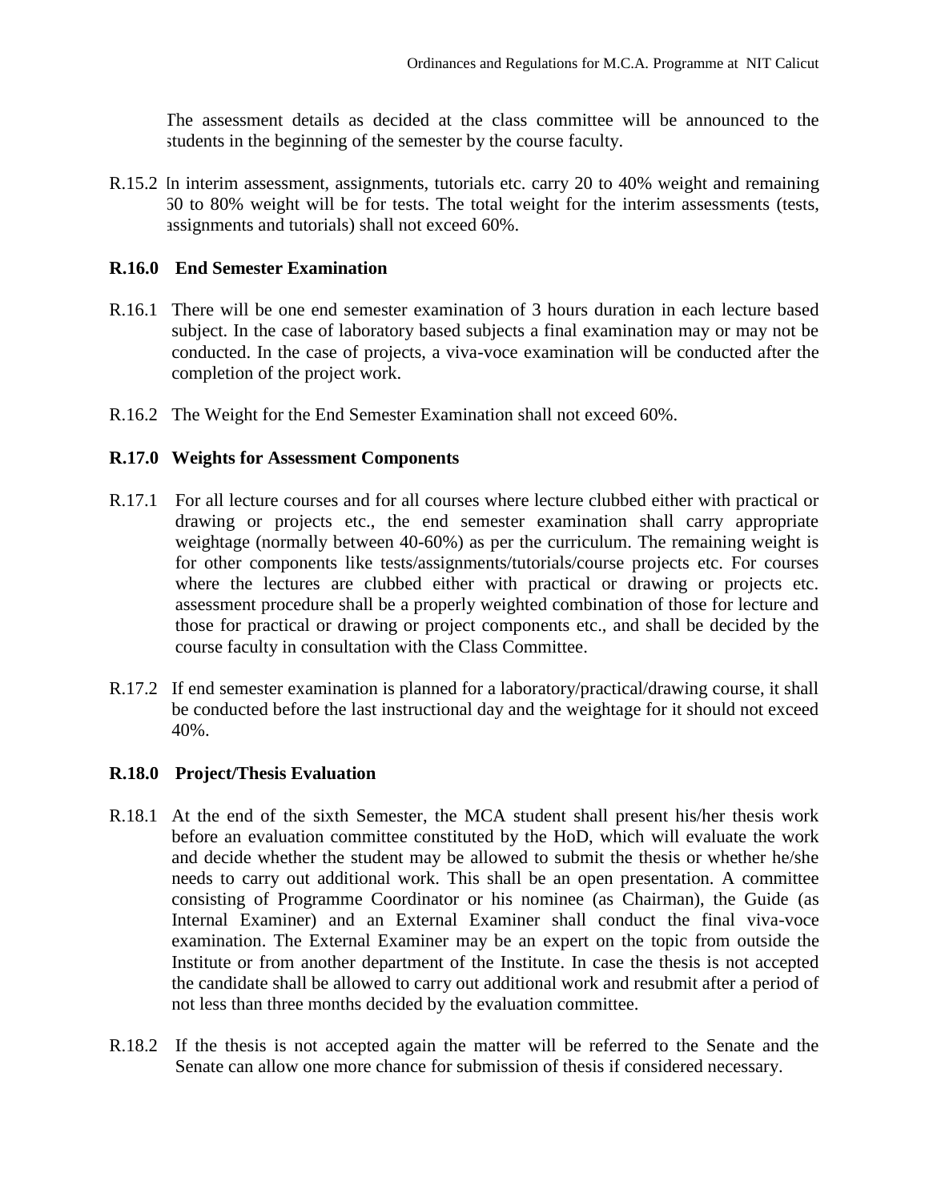The assessment details as decided at the class committee will be announced to the students in the beginning of the semester by the course faculty.

R.15.2 In interim assessment, assignments, tutorials etc. carry 20 to 40% weight and remaining 60 to 80% weight will be for tests. The total weight for the interim assessments (tests, assignments and tutorials) shall not exceed 60%.

**R.16.0 End Semester Examination**

R.16.1 There will be one end semester examination of 3 hours duration in each lecture based subject. In the case of laboratory based subjects a final examination may or may not be conducted. In the case of projects, a viva-voce examination will be conducted after the completion of the project work.

R.16.2 The Weight for the End Semester Examination shall not exceed 60%.

**R.17.0 Weights for Assessment Components**

R.17.1 For all lecture courses and for all courses where lecture clubbed either with practical or drawing or projects etc., the end semester examination shall carry appropriate weightage (normally between 40-60%) as per the curriculum. The remaining weight is for other components like tests/assignments/tutorials/course projects etc. For courses where the lectures are clubbed either with practical or drawing or projects etc. assessment procedure shall be a properly weighted combination of those for lecture and those for practical or drawing or project components etc., and shall be decided by the course faculty in consultation with the Class Committee.

R.17.2 If end semester examination is planned for a laboratory/practical/drawing course, it shall be conducted before the last instructional day and the weightage for it should not exceed 40%.

**R.18.0 Project/Thesis Evaluation**

R.18.1 At the end of the sixth Semester, the MCA student shall present his/her thesis work before an evaluation committee constituted by the HoD, which will evaluate the work and decide whether the student may be allowed to submit the thesis or whether he/she needs to carry out additional work. This shall be an open presentation. A committee consisting of Programme Coordinator or his nominee (as Chairman), the Guide (as Internal Examiner) and an External Examiner shall conduct the final viva-voce examination. The External Examiner may be an expert on the topic from outside the Institute or from another department of the Institute. In case the thesis is not accepted the candidate shall be allowed to carry out additional work and resubmit after a period of not less than three months decided by the evaluation committee.

R.18.2 If the thesis is not accepted again the matter will be referred to the Senate and the Senate can allow one more chance for submission of thesis if considered necessary.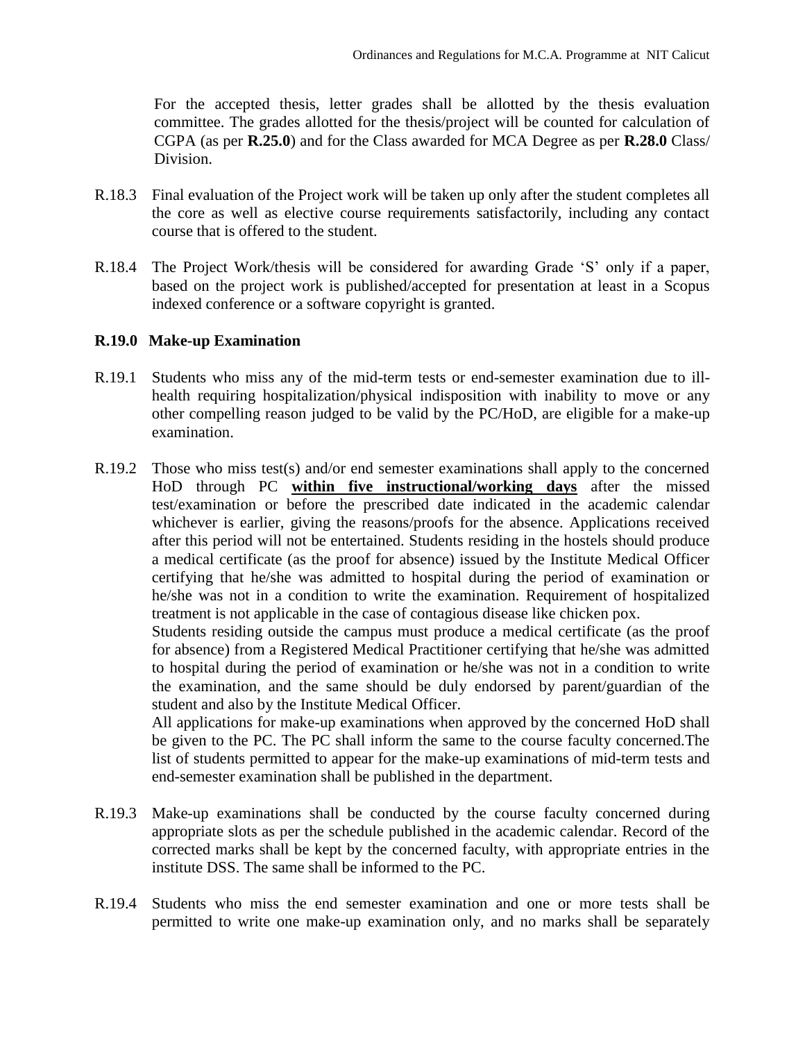For the accepted thesis, letter grades shall be allotted by the thesis evaluation committee. The grades allotted for the thesis/project will be counted for calculation of CGPA (as per **R.25.0**) and for the Class awarded for MCA Degree as per **R.28.0** Class/ Division.

R.18.3 Final evaluation of the Project work will be taken up only after the student completes all the core as well as elective course requirements satisfactorily, including any contact course that is offered to the student.

R.18.4 The Project Work/thesis will be considered for awarding Grade 'S' only if a paper, based on the project work is published/accepted for presentation at least in a Scopus indexed conference or a software copyright is granted.

### R.19.0 Make-up Examination

R.19.1 Students who miss any of the mid-term tests or end-semester examination due to ill-health requiring hospitalization/physical indisposition with inability to move or any other compelling reason judged to be valid by the PC/HoD, are eligible for a make-up examination.

R.19.2 Those who miss test(s) and/or end semester examinations shall apply to the concerned HoD through PC **within five instructional/working days** after the missed test/examination or before the prescribed date indicated in the academic calendar whichever is earlier, giving the reasons/proofs for the absence. Applications received after this period will not be entertained. Students residing in the hostels should produce a medical certificate (as the proof for absence) issued by the Institute Medical Officer certifying that he/she was admitted to hospital during the period of examination or he/she was not in a condition to write the examination. Requirement of hospitalized treatment is not applicable in the case of contagious disease like chicken pox.

Students residing outside the campus must produce a medical certificate (as the proof for absence) from a Registered Medical Practitioner certifying that he/she was admitted to hospital during the period of examination or he/she was not in a condition to write the examination, and the same should be duly endorsed by parent/guardian of the student and also by the Institute Medical Officer.

All applications for make-up examinations when approved by the concerned HoD shall be given to the PC. The PC shall inform the same to the course faculty concerned.The list of students permitted to appear for the make-up examinations of mid-term tests and end-semester examination shall be published in the department.

R.19.3 Make-up examinations shall be conducted by the course faculty concerned during appropriate slots as per the schedule published in the academic calendar. Record of the corrected marks shall be kept by the concerned faculty, with appropriate entries in the institute DSS. The same shall be informed to the PC.

R.19.4 Students who miss the end semester examination and one or more tests shall be permitted to write one make-up examination only, and no marks shall be separately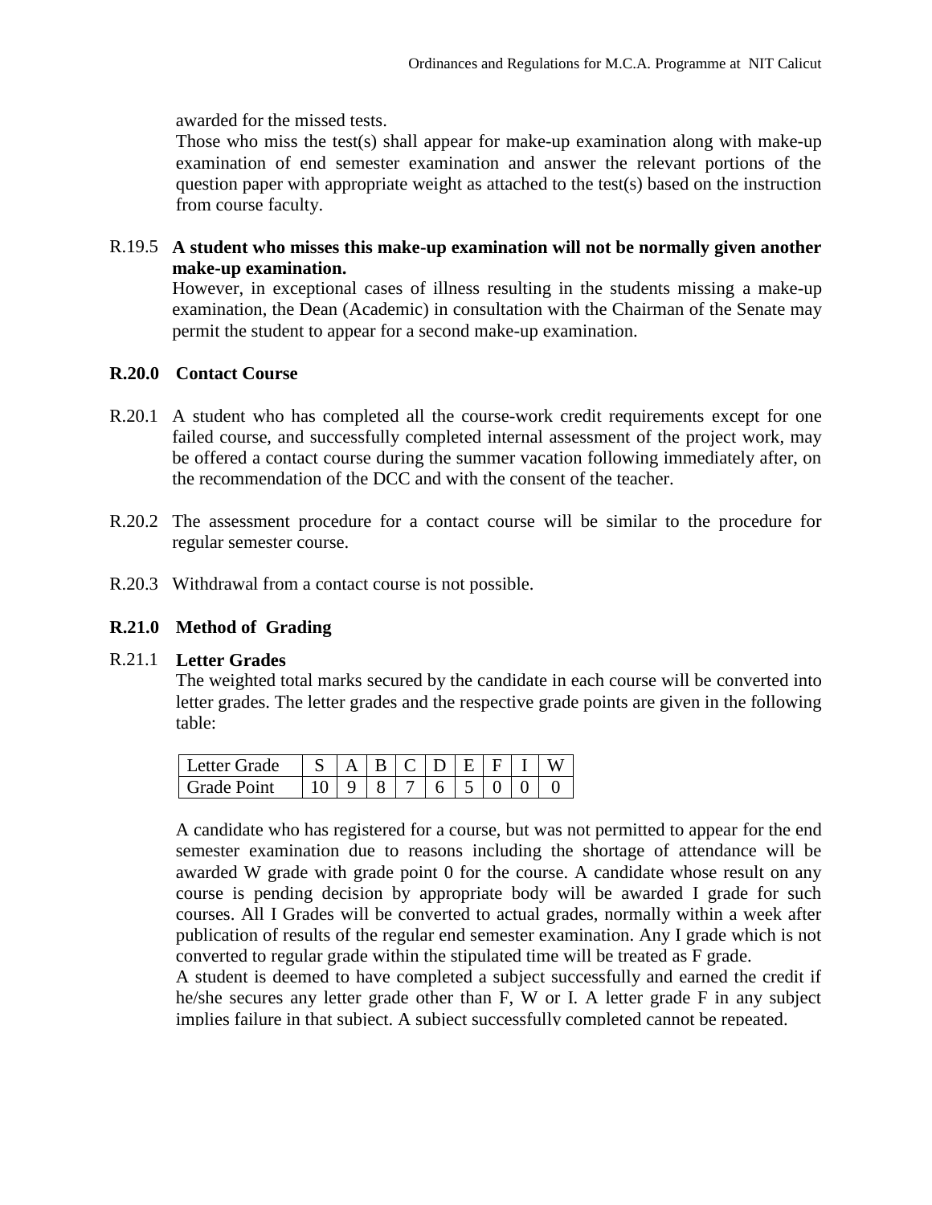awarded for the missed tests.

Those who miss the test(s) shall appear for make-up examination along with make-up examination of end semester examination and answer the relevant portions of the question paper with appropriate weight as attached to the test(s) based on the instruction from course faculty.

R.19.5 **A student who misses this make-up examination will not be normally given another make-up examination.**

However, in exceptional cases of illness resulting in the students missing a make-up examination, the Dean (Academic) in consultation with the Chairman of the Senate may permit the student to appear for a second make-up examination.

## R.20.0 Contact Course

R.20.1 A student who has completed all the course-work credit requirements except for one failed course, and successfully completed internal assessment of the project work, may be offered a contact course during the summer vacation following immediately after, on the recommendation of the DCC and with the consent of the teacher.

R.20.2 The assessment procedure for a contact course will be similar to the procedure for regular semester course.

R.20.3 Withdrawal from a contact course is not possible.

## R.21.0 Method of Grading

R.21.1 **Letter Grades**

The weighted total marks secured by the candidate in each course will be converted into letter grades. The letter grades and the respective grade points are given in the following table:

| Letter Grade | S | A | B | C | D | E | F | I | W |
|---|---|---|---|---|---|---|---|---|---|
| Grade Point | 10 | 9 | 8 | 7 | 6 | 5 | 0 | 0 | 0 |

A candidate who has registered for a course, but was not permitted to appear for the end semester examination due to reasons including the shortage of attendance will be awarded W grade with grade point 0 for the course. A candidate whose result on any course is pending decision by appropriate body will be awarded I grade for such courses. All I Grades will be converted to actual grades, normally within a week after publication of results of the regular end semester examination. Any I grade which is not converted to regular grade within the stipulated time will be treated as F grade.

A student is deemed to have completed a subject successfully and earned the credit if he/she secures any letter grade other than F, W or I. A letter grade F in any subject implies failure in that subject. A subject successfully completed cannot be repeated.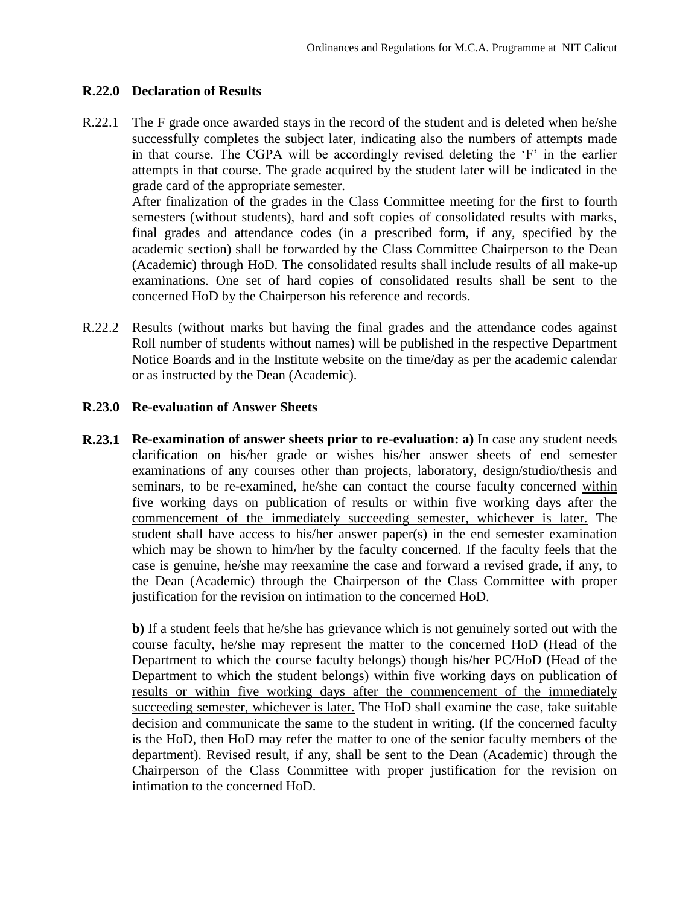### R.22.0 Declaration of Results

R.22.1 The F grade once awarded stays in the record of the student and is deleted when he/she successfully completes the subject later, indicating also the numbers of attempts made in that course. The CGPA will be accordingly revised deleting the 'F' in the earlier attempts in that course. The grade acquired by the student later will be indicated in the grade card of the appropriate semester.

After finalization of the grades in the Class Committee meeting for the first to fourth semesters (without students), hard and soft copies of consolidated results with marks, final grades and attendance codes (in a prescribed form, if any, specified by the academic section) shall be forwarded by the Class Committee Chairperson to the Dean (Academic) through HoD. The consolidated results shall include results of all make-up examinations. One set of hard copies of consolidated results shall be sent to the concerned HoD by the Chairperson his reference and records.

R.22.2 Results (without marks but having the final grades and the attendance codes against Roll number of students without names) will be published in the respective Department Notice Boards and in the Institute website on the time/day as per the academic calendar or as instructed by the Dean (Academic).

### R.23.0 Re-evaluation of Answer Sheets

**R.23.1 Re-examination of answer sheets prior to re-evaluation: a)** In case any student needs clarification on his/her grade or wishes his/her answer sheets of end semester examinations of any courses other than projects, laboratory, design/studio/thesis and seminars, to be re-examined, he/she can contact the course faculty concerned within five working days on publication of results or within five working days after the commencement of the immediately succeeding semester, whichever is later. The student shall have access to his/her answer paper(s) in the end semester examination which may be shown to him/her by the faculty concerned. If the faculty feels that the case is genuine, he/she may reexamine the case and forward a revised grade, if any, to the Dean (Academic) through the Chairperson of the Class Committee with proper justification for the revision on intimation to the concerned HoD.

**b)** If a student feels that he/she has grievance which is not genuinely sorted out with the course faculty, he/she may represent the matter to the concerned HoD (Head of the Department to which the course faculty belongs) though his/her PC/HoD (Head of the Department to which the student belongs) within five working days on publication of results or within five working days after the commencement of the immediately succeeding semester, whichever is later. The HoD shall examine the case, take suitable decision and communicate the same to the student in writing. (If the concerned faculty is the HoD, then HoD may refer the matter to one of the senior faculty members of the department). Revised result, if any, shall be sent to the Dean (Academic) through the Chairperson of the Class Committee with proper justification for the revision on intimation to the concerned HoD.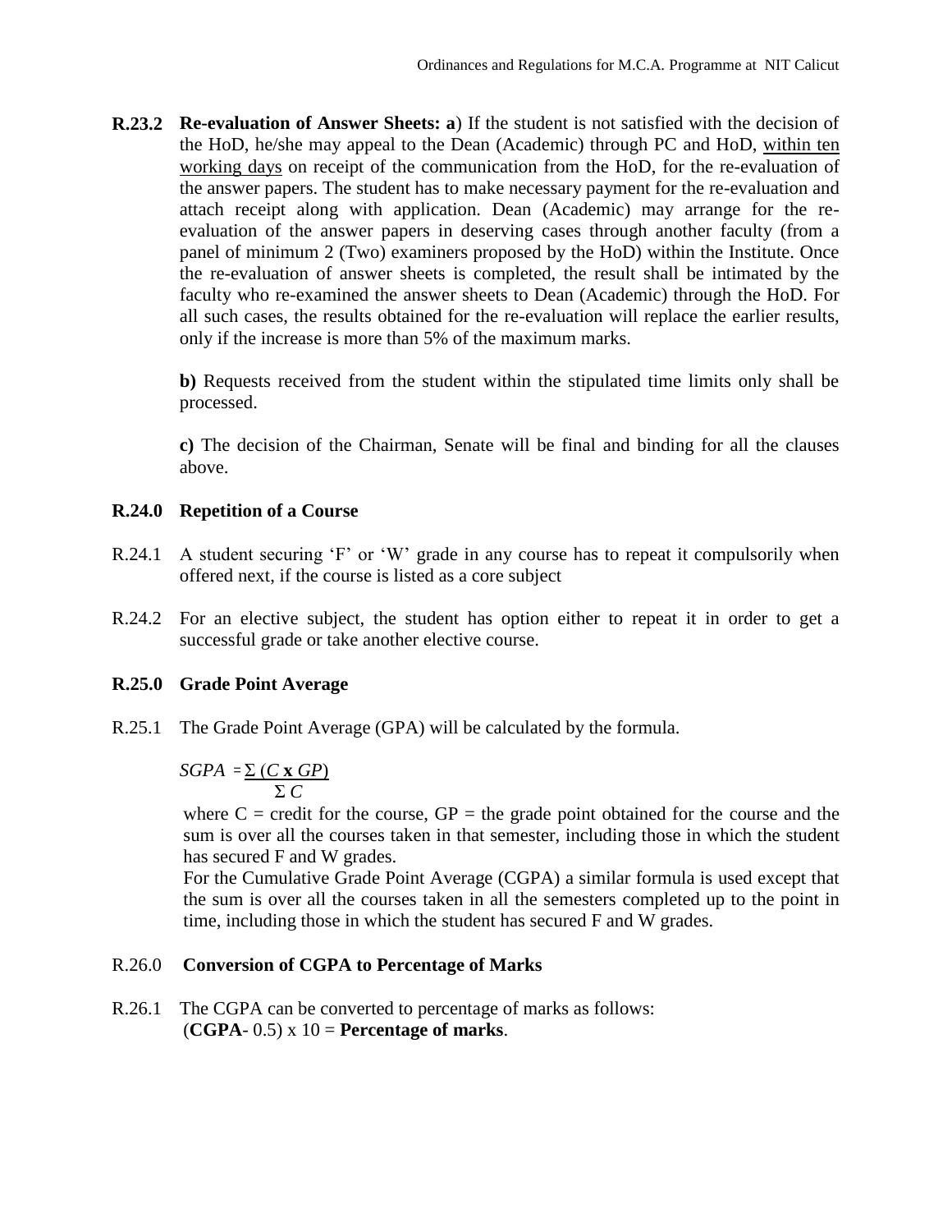**R.23.2 Re-evaluation of Answer Sheets: a**) If the student is not satisfied with the decision of the HoD, he/she may appeal to the Dean (Academic) through PC and HoD, within ten working days on receipt of the communication from the HoD, for the re-evaluation of the answer papers. The student has to make necessary payment for the re-evaluation and attach receipt along with application. Dean (Academic) may arrange for the re-evaluation of the answer papers in deserving cases through another faculty (from a panel of minimum 2 (Two) examiners proposed by the HoD) within the Institute. Once the re-evaluation of answer sheets is completed, the result shall be intimated by the faculty who re-examined the answer sheets to Dean (Academic) through the HoD. For all such cases, the results obtained for the re-evaluation will replace the earlier results, only if the increase is more than 5% of the maximum marks.

**b)** Requests received from the student within the stipulated time limits only shall be processed.

**c)** The decision of the Chairman, Senate will be final and binding for all the clauses above.

**R.24.0 Repetition of a Course**

R.24.1 A student securing 'F' or 'W' grade in any course has to repeat it compulsorily when offered next, if the course is listed as a core subject

R.24.2 For an elective subject, the student has option either to repeat it in order to get a successful grade or take another elective course.

**R.25.0 Grade Point Average**

R.25.1 The Grade Point Average (GPA) will be calculated by the formula.

$$SGPA = \frac{\Sigma (C \times GP)}{\Sigma C}$$

where C = credit for the course, GP = the grade point obtained for the course and the sum is over all the courses taken in that semester, including those in which the student has secured F and W grades.

For the Cumulative Grade Point Average (CGPA) a similar formula is used except that the sum is over all the courses taken in all the semesters completed up to the point in time, including those in which the student has secured F and W grades.

R.26.0 **Conversion of CGPA to Percentage of Marks**

R.26.1 The CGPA can be converted to percentage of marks as follows:
(**CGPA**- 0.5) x 10 = **Percentage of marks**.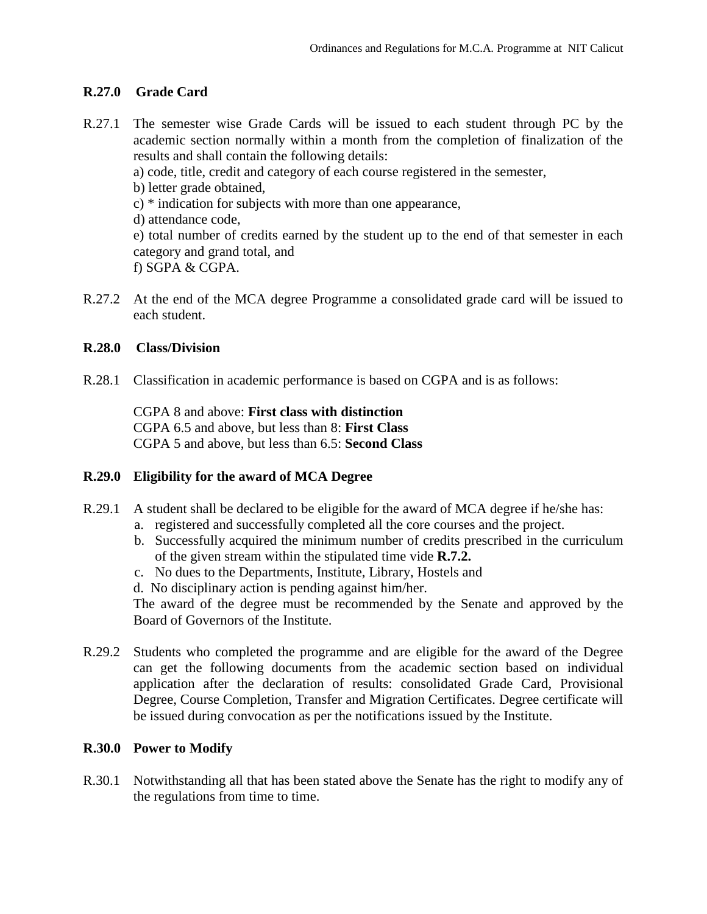### R.27.0 Grade Card

R.27.1 The semester wise Grade Cards will be issued to each student through PC by the academic section normally within a month from the completion of finalization of the results and shall contain the following details:

a) code, title, credit and category of each course registered in the semester,
b) letter grade obtained,
c) * indication for subjects with more than one appearance,
d) attendance code,
e) total number of credits earned by the student up to the end of that semester in each category and grand total, and
f) SGPA & CGPA.

R.27.2 At the end of the MCA degree Programme a consolidated grade card will be issued to each student.

### R.28.0 Class/Division

R.28.1 Classification in academic performance is based on CGPA and is as follows:

CGPA 8 and above: **First class with distinction**
CGPA 6.5 and above, but less than 8: **First Class**
CGPA 5 and above, but less than 6.5: **Second Class**

### R.29.0 Eligibility for the award of MCA Degree

R.29.1 A student shall be declared to be eligible for the award of MCA degree if he/she has:

a. registered and successfully completed all the core courses and the project.
b. Successfully acquired the minimum number of credits prescribed in the curriculum of the given stream within the stipulated time vide **R.7.2.**
c. No dues to the Departments, Institute, Library, Hostels and
d. No disciplinary action is pending against him/her.

The award of the degree must be recommended by the Senate and approved by the Board of Governors of the Institute.

R.29.2 Students who completed the programme and are eligible for the award of the Degree can get the following documents from the academic section based on individual application after the declaration of results: consolidated Grade Card, Provisional Degree, Course Completion, Transfer and Migration Certificates. Degree certificate will be issued during convocation as per the notifications issued by the Institute.

### R.30.0 Power to Modify

R.30.1 Notwithstanding all that has been stated above the Senate has the right to modify any of the regulations from time to time.